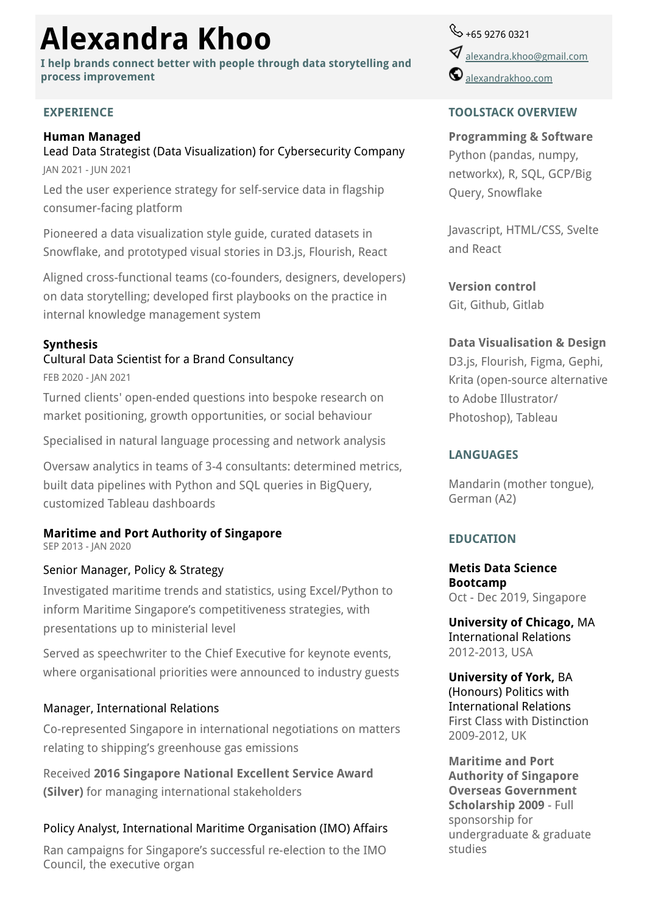# Alexandra Khoo

**I help brands connect better with people through data storytelling and process improvement**

+65 9276 0321

[alexandra.khoo@gmail.com](mailto:alexandra.khoo@gmail.com)

[alexandrakhoo.com](alexandrakhoo.com)

## EXPERIENCE

### Human Managed

Lead Data Strategist (Data Visualization) for Cybersecurity Company

JAN 2021 - JUN 2021

Led the user experience strategy for self-service data in flagship consumer-facing platform

Pioneered a data visualization style guide, curated datasets in Snowflake, and prototyped visual stories in D3.js, Flourish, React

Aligned cross-functional teams (co-founders, designers, developers) on data storytelling; developed first playbooks on the practice in internal knowledge management system

### Synthesis

Cultural Data Scientist for a Brand Consultancy

FEB 2020 - JAN 2021

Turned clients' open-ended questions into bespoke research on market positioning, growth opportunities, or social behaviour

Specialised in natural language processing and network analysis

Oversaw analytics in teams of 3-4 consultants: determined metrics, built data pipelines with Python and SQL queries in BigQuery, customized Tableau dashboards

### Maritime and Port Authority of Singapore

SEP 2013 - JAN 2020

Senior Manager, Policy & Strategy

Investigated maritime trends and statistics, using Excel/Python to inform Maritime Singapore's competitiveness strategies, with presentations up to ministerial level

Served as speechwriter to the Chief Executive for keynote events, where organisational priorities were announced to industry guests

Manager, International Relations

Co-represented Singapore in international negotiations on matters relating to shipping's greenhouse gas emissions

Received **2016 Singapore National Excellent Service Award (Silver)** for managing international stakeholders

Policy Analyst, International Maritime Organisation (IMO) Affairs

Ran campaigns for Singapore's successful re-election to the IMO Council, the executive organ

## TOOLSTACK OVERVIEW

**Programming & Software**

Python (pandas, numpy, networkx), R, SQL, GCP/Big Query, Snowflake

Javascript, HTML/CSS, Svelte and React

**Version control**

Git, Github, Gitlab

**Data Visualisation & Design**

D3.js, Flourish, Figma, Gephi, Krita (open-source alternative to Adobe Illustrator/ Photoshop), Tableau

## LANGUAGES

Mandarin (mother tongue), German (A2)

## EDUCATION

**Metis Data Science Bootcamp**
Oct - Dec 2019, Singapore

**University of Chicago,** MA International Relations
2012-2013, USA

**University of York,** BA (Honours) Politics with International Relations
First Class with Distinction
2009-2012, UK

**Maritime and Port Authority of Singapore Overseas Government Scholarship 2009** - Full sponsorship for undergraduate & graduate studies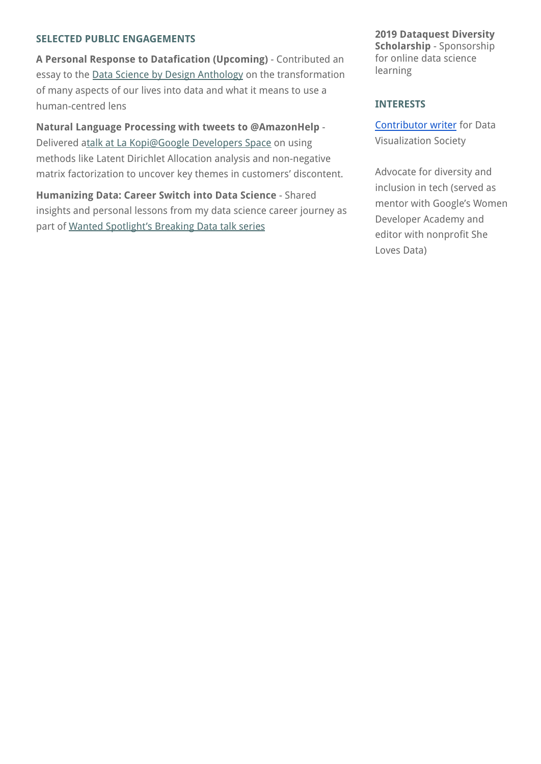## SELECTED PUBLIC ENGAGEMENTS

**A Personal Response to Datafication (Upcoming)** - Contributed an essay to the Data Science by Design Anthology on the transformation of many aspects of our lives into data and what it means to use a human-centred lens

**Natural Language Processing with tweets to @AmazonHelp** - Delivered atalk at La Kopi@Google Developers Space on using methods like Latent Dirichlet Allocation analysis and non-negative matrix factorization to uncover key themes in customers' discontent.

**Humanizing Data: Career Switch into Data Science** - Shared insights and personal lessons from my data science career journey as part of Wanted Spotlight's Breaking Data talk series

**2019 Dataquest Diversity Scholarship** - Sponsorship for online data science learning

## INTERESTS

Contributor writer for Data Visualization Society

Advocate for diversity and inclusion in tech (served as mentor with Google's Women Developer Academy and editor with nonprofit She Loves Data)